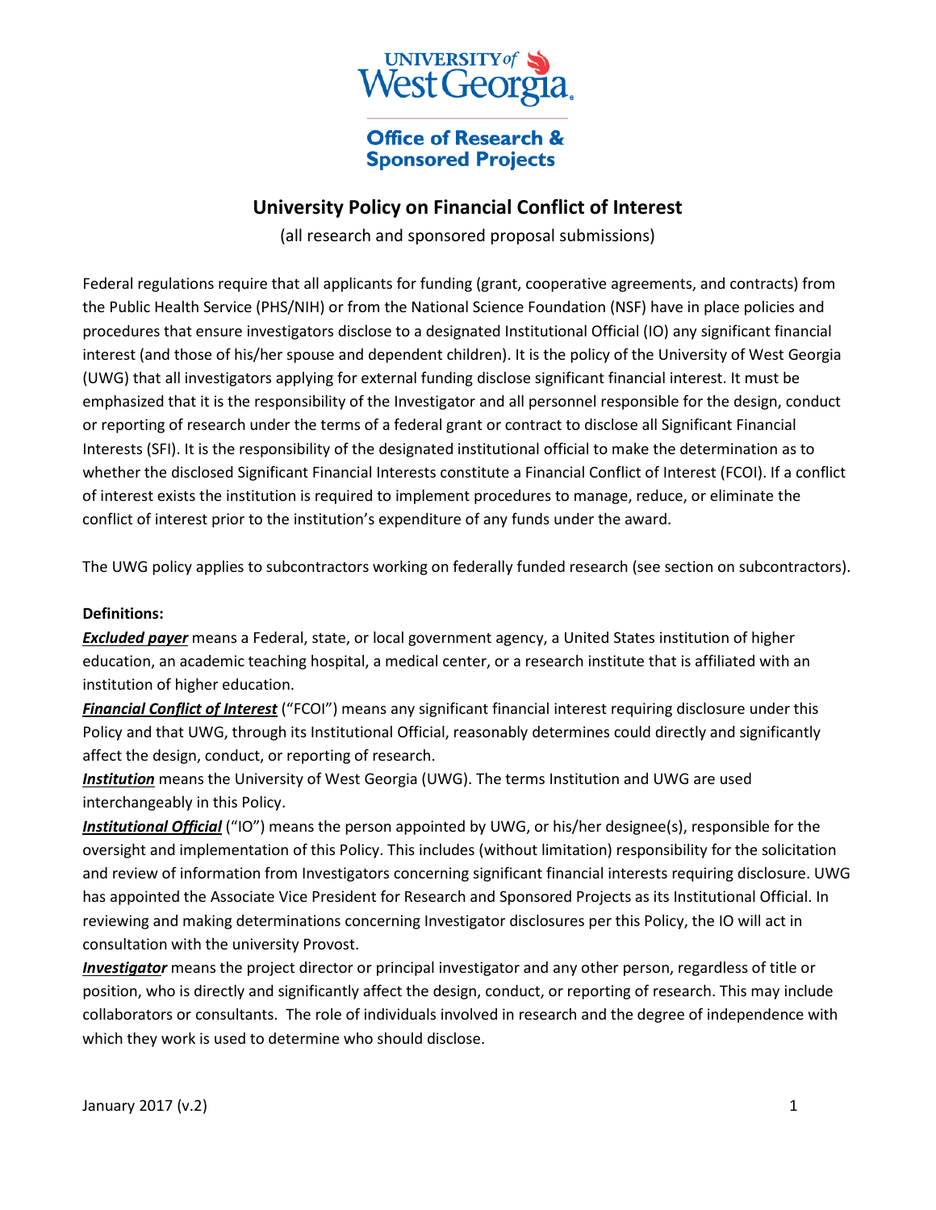UNIVERSITY of West Georgia

**Office of Research & Sponsored Projects**

# University Policy on Financial Conflict of Interest

(all research and sponsored proposal submissions)

Federal regulations require that all applicants for funding (grant, cooperative agreements, and contracts) from the Public Health Service (PHS/NIH) or from the National Science Foundation (NSF) have in place policies and procedures that ensure investigators disclose to a designated Institutional Official (IO) any significant financial interest (and those of his/her spouse and dependent children). It is the policy of the University of West Georgia (UWG) that all investigators applying for external funding disclose significant financial interest. It must be emphasized that it is the responsibility of the Investigator and all personnel responsible for the design, conduct or reporting of research under the terms of a federal grant or contract to disclose all Significant Financial Interests (SFI). It is the responsibility of the designated institutional official to make the determination as to whether the disclosed Significant Financial Interests constitute a Financial Conflict of Interest (FCOI). If a conflict of interest exists the institution is required to implement procedures to manage, reduce, or eliminate the conflict of interest prior to the institution's expenditure of any funds under the award.

The UWG policy applies to subcontractors working on federally funded research (see section on subcontractors).

**Definitions:**

***Excluded payer*** means a Federal, state, or local government agency, a United States institution of higher education, an academic teaching hospital, a medical center, or a research institute that is affiliated with an institution of higher education.

***Financial Conflict of Interest*** ("FCOI") means any significant financial interest requiring disclosure under this Policy and that UWG, through its Institutional Official, reasonably determines could directly and significantly affect the design, conduct, or reporting of research.

***Institution*** means the University of West Georgia (UWG). The terms Institution and UWG are used interchangeably in this Policy.

***Institutional Official*** ("IO") means the person appointed by UWG, or his/her designee(s), responsible for the oversight and implementation of this Policy. This includes (without limitation) responsibility for the solicitation and review of information from Investigators concerning significant financial interests requiring disclosure. UWG has appointed the Associate Vice President for Research and Sponsored Projects as its Institutional Official. In reviewing and making determinations concerning Investigator disclosures per this Policy, the IO will act in consultation with the university Provost.

***Investigator*** means the project director or principal investigator and any other person, regardless of title or position, who is directly and significantly affect the design, conduct, or reporting of research. This may include collaborators or consultants. The role of individuals involved in research and the degree of independence with which they work is used to determine who should disclose.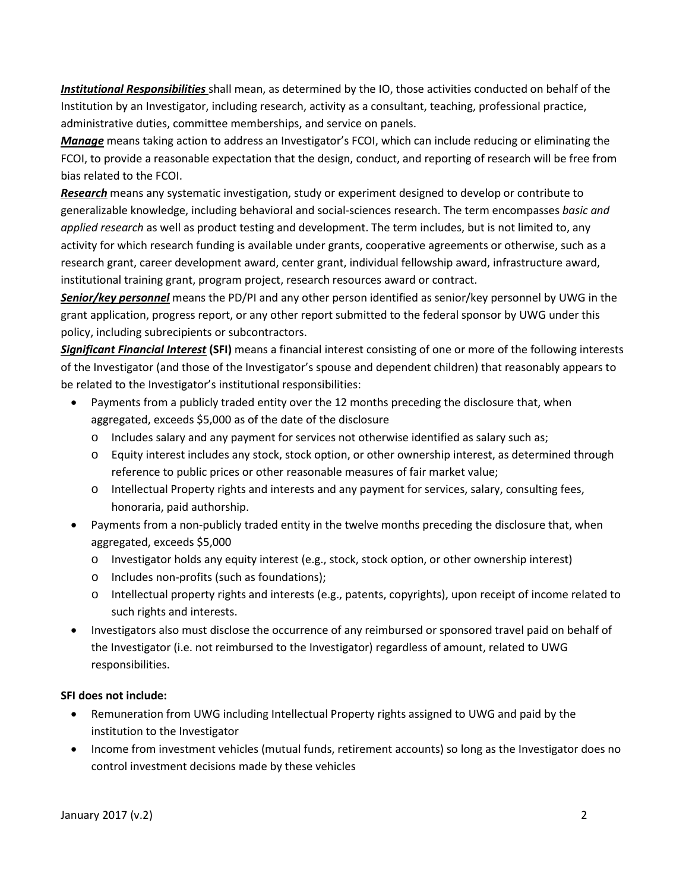***Institutional Responsibilities*** shall mean, as determined by the IO, those activities conducted on behalf of the Institution by an Investigator, including research, activity as a consultant, teaching, professional practice, administrative duties, committee memberships, and service on panels.

***Manage*** means taking action to address an Investigator's FCOI, which can include reducing or eliminating the FCOI, to provide a reasonable expectation that the design, conduct, and reporting of research will be free from bias related to the FCOI.

***Research*** means any systematic investigation, study or experiment designed to develop or contribute to generalizable knowledge, including behavioral and social-sciences research. The term encompasses *basic and applied research* as well as product testing and development. The term includes, but is not limited to, any activity for which research funding is available under grants, cooperative agreements or otherwise, such as a research grant, career development award, center grant, individual fellowship award, infrastructure award, institutional training grant, program project, research resources award or contract.

***Senior/key personnel*** means the PD/PI and any other person identified as senior/key personnel by UWG in the grant application, progress report, or any other report submitted to the federal sponsor by UWG under this policy, including subrecipients or subcontractors.

***Significant Financial Interest*** **(SFI)** means a financial interest consisting of one or more of the following interests of the Investigator (and those of the Investigator's spouse and dependent children) that reasonably appears to be related to the Investigator's institutional responsibilities:

- Payments from a publicly traded entity over the 12 months preceding the disclosure that, when aggregated, exceeds $5,000 as of the date of the disclosure
  - Includes salary and any payment for services not otherwise identified as salary such as;
  - Equity interest includes any stock, stock option, or other ownership interest, as determined through reference to public prices or other reasonable measures of fair market value;
  - Intellectual Property rights and interests and any payment for services, salary, consulting fees, honoraria, paid authorship.
- Payments from a non-publicly traded entity in the twelve months preceding the disclosure that, when aggregated, exceeds $5,000
  - Investigator holds any equity interest (e.g., stock, stock option, or other ownership interest)
  - Includes non-profits (such as foundations);
  - Intellectual property rights and interests (e.g., patents, copyrights), upon receipt of income related to such rights and interests.
- Investigators also must disclose the occurrence of any reimbursed or sponsored travel paid on behalf of the Investigator (i.e. not reimbursed to the Investigator) regardless of amount, related to UWG responsibilities.

**SFI does not include:**

- Remuneration from UWG including Intellectual Property rights assigned to UWG and paid by the institution to the Investigator
- Income from investment vehicles (mutual funds, retirement accounts) so long as the Investigator does no control investment decisions made by these vehicles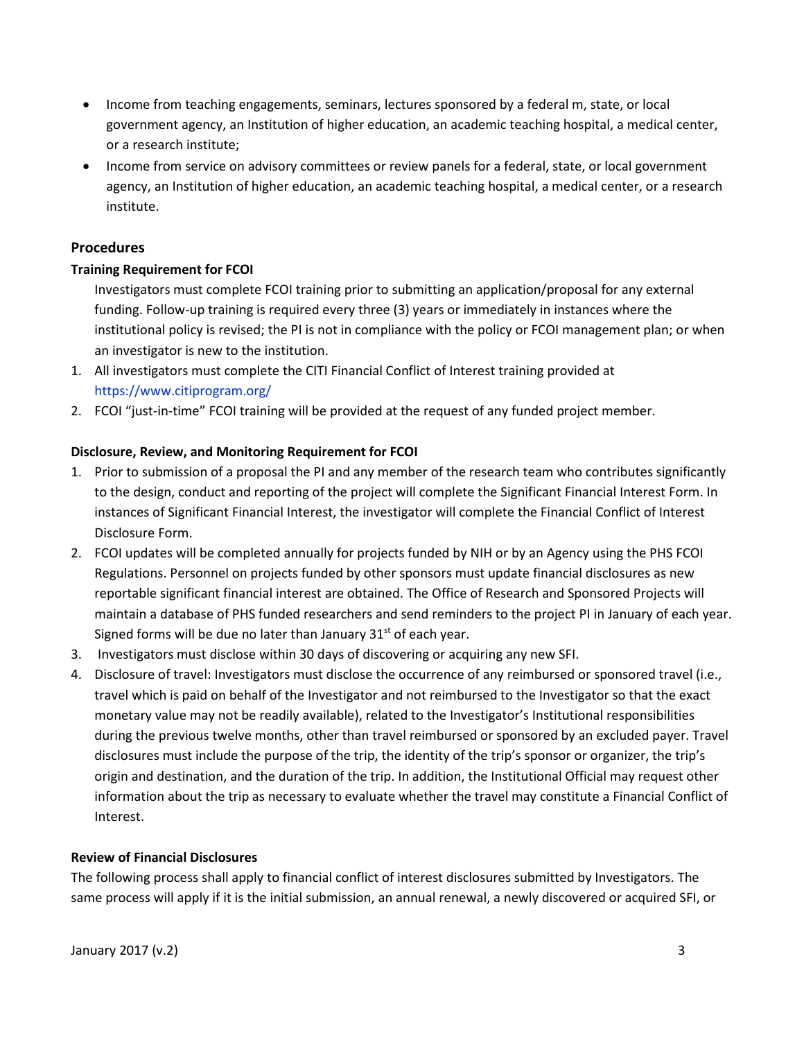- Income from teaching engagements, seminars, lectures sponsored by a federal m, state, or local government agency, an Institution of higher education, an academic teaching hospital, a medical center, or a research institute;
- Income from service on advisory committees or review panels for a federal, state, or local government agency, an Institution of higher education, an academic teaching hospital, a medical center, or a research institute.

## Procedures

### Training Requirement for FCOI

Investigators must complete FCOI training prior to submitting an application/proposal for any external funding. Follow-up training is required every three (3) years or immediately in instances where the institutional policy is revised; the PI is not in compliance with the policy or FCOI management plan; or when an investigator is new to the institution.

1. All investigators must complete the CITI Financial Conflict of Interest training provided at https://www.citiprogram.org/
2. FCOI "just-in-time" FCOI training will be provided at the request of any funded project member.

### Disclosure, Review, and Monitoring Requirement for FCOI

1. Prior to submission of a proposal the PI and any member of the research team who contributes significantly to the design, conduct and reporting of the project will complete the Significant Financial Interest Form. In instances of Significant Financial Interest, the investigator will complete the Financial Conflict of Interest Disclosure Form.
2. FCOI updates will be completed annually for projects funded by NIH or by an Agency using the PHS FCOI Regulations. Personnel on projects funded by other sponsors must update financial disclosures as new reportable significant financial interest are obtained. The Office of Research and Sponsored Projects will maintain a database of PHS funded researchers and send reminders to the project PI in January of each year. Signed forms will be due no later than January 31st of each year.
3. Investigators must disclose within 30 days of discovering or acquiring any new SFI.
4. Disclosure of travel: Investigators must disclose the occurrence of any reimbursed or sponsored travel (i.e., travel which is paid on behalf of the Investigator and not reimbursed to the Investigator so that the exact monetary value may not be readily available), related to the Investigator's Institutional responsibilities during the previous twelve months, other than travel reimbursed or sponsored by an excluded payer. Travel disclosures must include the purpose of the trip, the identity of the trip's sponsor or organizer, the trip's origin and destination, and the duration of the trip. In addition, the Institutional Official may request other information about the trip as necessary to evaluate whether the travel may constitute a Financial Conflict of Interest.

### Review of Financial Disclosures

The following process shall apply to financial conflict of interest disclosures submitted by Investigators. The same process will apply if it is the initial submission, an annual renewal, a newly discovered or acquired SFI, or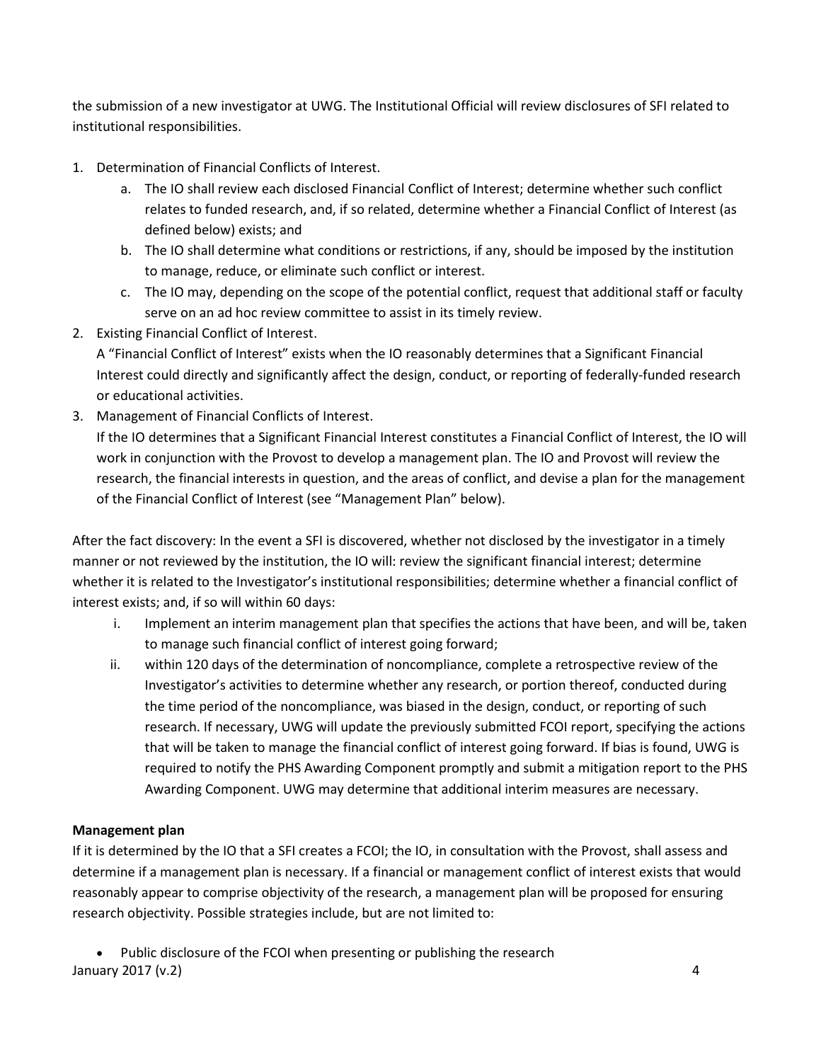the submission of a new investigator at UWG. The Institutional Official will review disclosures of SFI related to institutional responsibilities.

1. Determination of Financial Conflicts of Interest.
    a. The IO shall review each disclosed Financial Conflict of Interest; determine whether such conflict relates to funded research, and, if so related, determine whether a Financial Conflict of Interest (as defined below) exists; and
    b. The IO shall determine what conditions or restrictions, if any, should be imposed by the institution to manage, reduce, or eliminate such conflict or interest.
    c. The IO may, depending on the scope of the potential conflict, request that additional staff or faculty serve on an ad hoc review committee to assist in its timely review.
2. Existing Financial Conflict of Interest.
   A "Financial Conflict of Interest" exists when the IO reasonably determines that a Significant Financial Interest could directly and significantly affect the design, conduct, or reporting of federally-funded research or educational activities.
3. Management of Financial Conflicts of Interest.
   If the IO determines that a Significant Financial Interest constitutes a Financial Conflict of Interest, the IO will work in conjunction with the Provost to develop a management plan. The IO and Provost will review the research, the financial interests in question, and the areas of conflict, and devise a plan for the management of the Financial Conflict of Interest (see "Management Plan" below).

After the fact discovery: In the event a SFI is discovered, whether not disclosed by the investigator in a timely manner or not reviewed by the institution, the IO will: review the significant financial interest; determine whether it is related to the Investigator's institutional responsibilities; determine whether a financial conflict of interest exists; and, if so will within 60 days:

i. Implement an interim management plan that specifies the actions that have been, and will be, taken to manage such financial conflict of interest going forward;
ii. within 120 days of the determination of noncompliance, complete a retrospective review of the Investigator's activities to determine whether any research, or portion thereof, conducted during the time period of the noncompliance, was biased in the design, conduct, or reporting of such research. If necessary, UWG will update the previously submitted FCOI report, specifying the actions that will be taken to manage the financial conflict of interest going forward. If bias is found, UWG is required to notify the PHS Awarding Component promptly and submit a mitigation report to the PHS Awarding Component. UWG may determine that additional interim measures are necessary.

**Management plan**

If it is determined by the IO that a SFI creates a FCOI; the IO, in consultation with the Provost, shall assess and determine if a management plan is necessary. If a financial or management conflict of interest exists that would reasonably appear to comprise objectivity of the research, a management plan will be proposed for ensuring research objectivity. Possible strategies include, but are not limited to:

- Public disclosure of the FCOI when presenting or publishing the research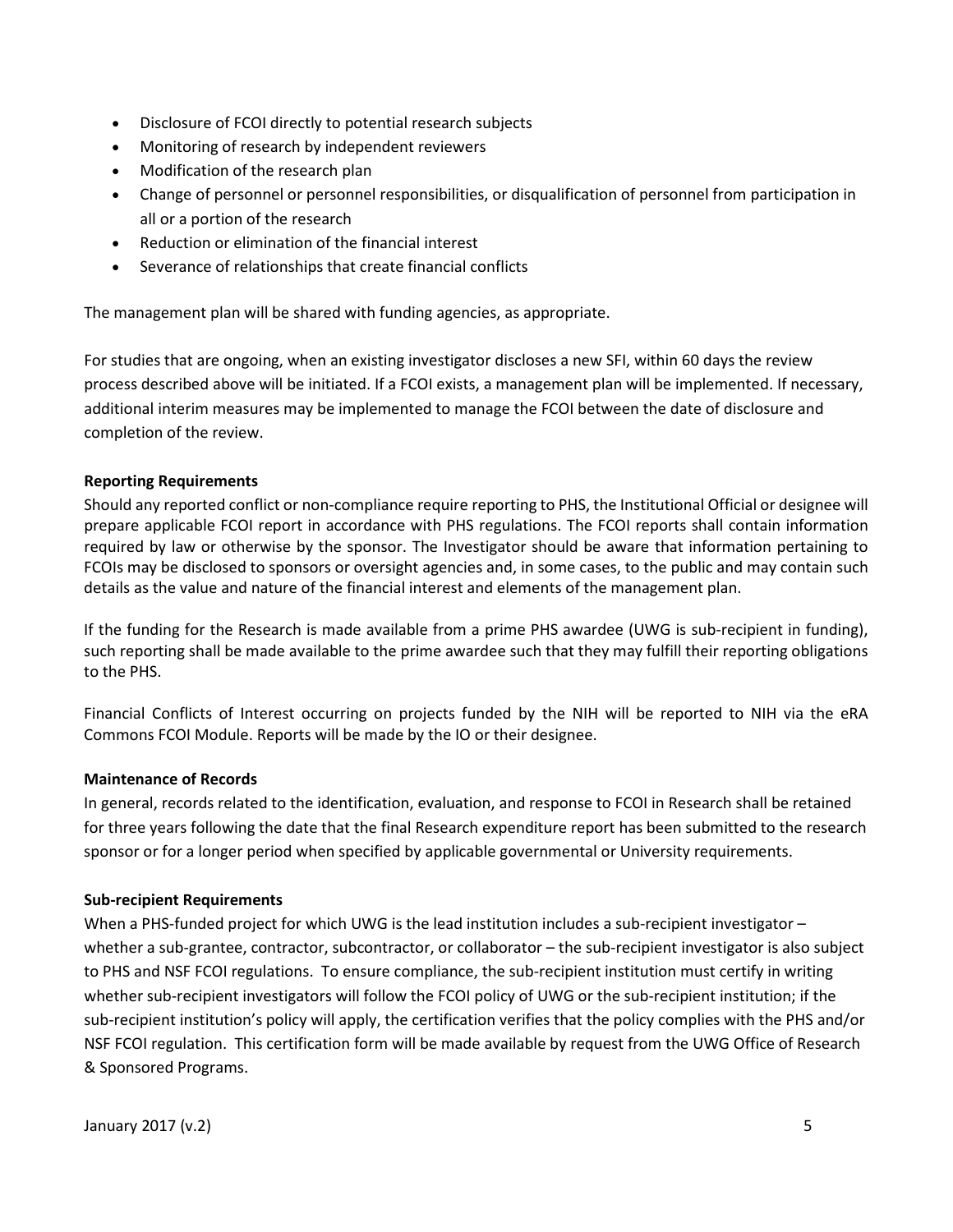- Disclosure of FCOI directly to potential research subjects
- Monitoring of research by independent reviewers
- Modification of the research plan
- Change of personnel or personnel responsibilities, or disqualification of personnel from participation in all or a portion of the research
- Reduction or elimination of the financial interest
- Severance of relationships that create financial conflicts

The management plan will be shared with funding agencies, as appropriate.

For studies that are ongoing, when an existing investigator discloses a new SFI, within 60 days the review process described above will be initiated. If a FCOI exists, a management plan will be implemented. If necessary, additional interim measures may be implemented to manage the FCOI between the date of disclosure and completion of the review.

**Reporting Requirements**

Should any reported conflict or non-compliance require reporting to PHS, the Institutional Official or designee will prepare applicable FCOI report in accordance with PHS regulations. The FCOI reports shall contain information required by law or otherwise by the sponsor. The Investigator should be aware that information pertaining to FCOIs may be disclosed to sponsors or oversight agencies and, in some cases, to the public and may contain such details as the value and nature of the financial interest and elements of the management plan.

If the funding for the Research is made available from a prime PHS awardee (UWG is sub-recipient in funding), such reporting shall be made available to the prime awardee such that they may fulfill their reporting obligations to the PHS.

Financial Conflicts of Interest occurring on projects funded by the NIH will be reported to NIH via the eRA Commons FCOI Module. Reports will be made by the IO or their designee.

**Maintenance of Records**

In general, records related to the identification, evaluation, and response to FCOI in Research shall be retained for three years following the date that the final Research expenditure report has been submitted to the research sponsor or for a longer period when specified by applicable governmental or University requirements.

**Sub-recipient Requirements**

When a PHS-funded project for which UWG is the lead institution includes a sub-recipient investigator – whether a sub-grantee, contractor, subcontractor, or collaborator – the sub-recipient investigator is also subject to PHS and NSF FCOI regulations. To ensure compliance, the sub-recipient institution must certify in writing whether sub-recipient investigators will follow the FCOI policy of UWG or the sub-recipient institution; if the sub-recipient institution's policy will apply, the certification verifies that the policy complies with the PHS and/or NSF FCOI regulation. This certification form will be made available by request from the UWG Office of Research & Sponsored Programs.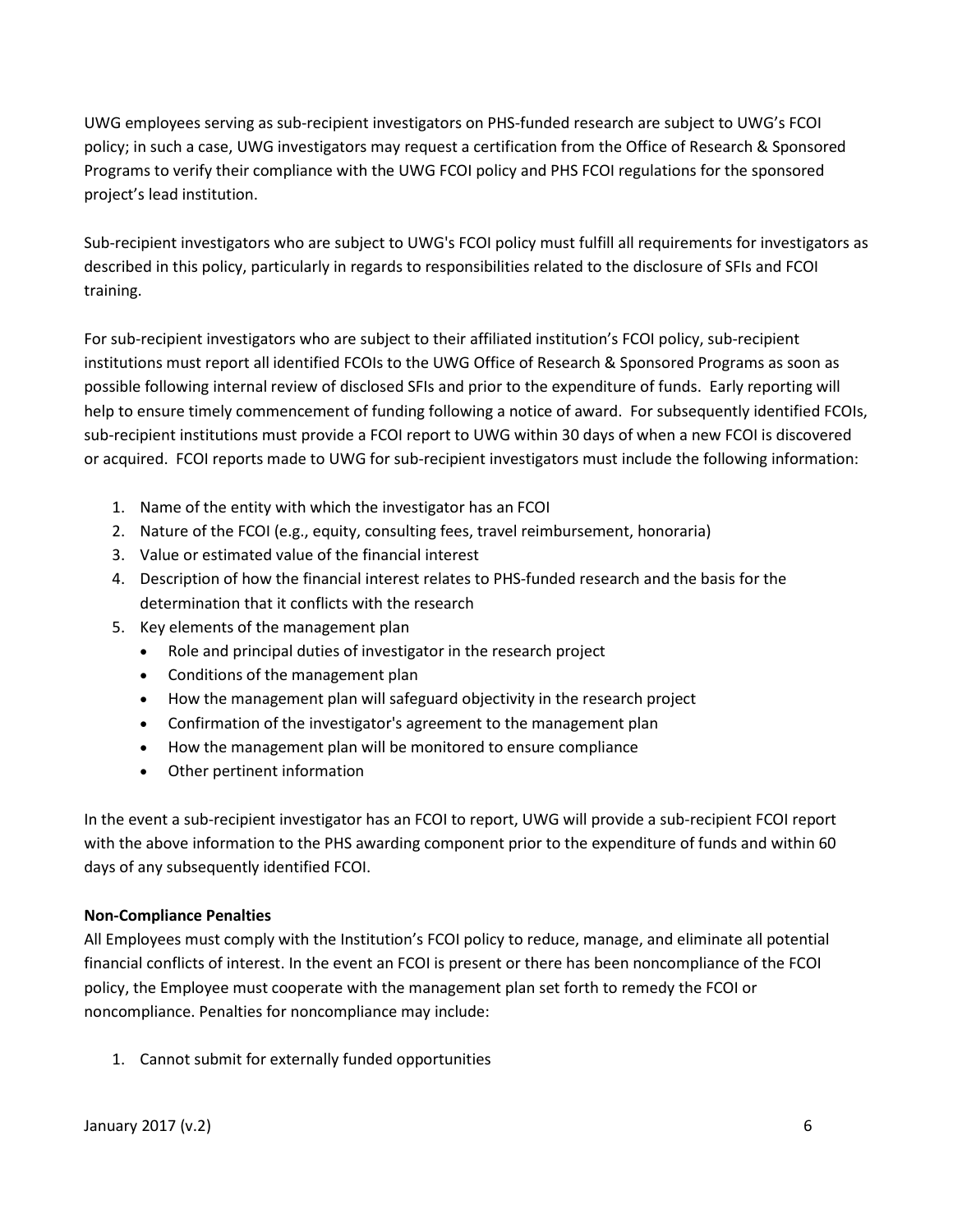UWG employees serving as sub-recipient investigators on PHS-funded research are subject to UWG's FCOI policy; in such a case, UWG investigators may request a certification from the Office of Research & Sponsored Programs to verify their compliance with the UWG FCOI policy and PHS FCOI regulations for the sponsored project's lead institution.

Sub-recipient investigators who are subject to UWG's FCOI policy must fulfill all requirements for investigators as described in this policy, particularly in regards to responsibilities related to the disclosure of SFIs and FCOI training.

For sub-recipient investigators who are subject to their affiliated institution's FCOI policy, sub-recipient institutions must report all identified FCOIs to the UWG Office of Research & Sponsored Programs as soon as possible following internal review of disclosed SFIs and prior to the expenditure of funds. Early reporting will help to ensure timely commencement of funding following a notice of award. For subsequently identified FCOIs, sub-recipient institutions must provide a FCOI report to UWG within 30 days of when a new FCOI is discovered or acquired. FCOI reports made to UWG for sub-recipient investigators must include the following information:

1. Name of the entity with which the investigator has an FCOI
2. Nature of the FCOI (e.g., equity, consulting fees, travel reimbursement, honoraria)
3. Value or estimated value of the financial interest
4. Description of how the financial interest relates to PHS-funded research and the basis for the determination that it conflicts with the research
5. Key elements of the management plan
   - Role and principal duties of investigator in the research project
   - Conditions of the management plan
   - How the management plan will safeguard objectivity in the research project
   - Confirmation of the investigator's agreement to the management plan
   - How the management plan will be monitored to ensure compliance
   - Other pertinent information

In the event a sub-recipient investigator has an FCOI to report, UWG will provide a sub-recipient FCOI report with the above information to the PHS awarding component prior to the expenditure of funds and within 60 days of any subsequently identified FCOI.

**Non-Compliance Penalties**

All Employees must comply with the Institution's FCOI policy to reduce, manage, and eliminate all potential financial conflicts of interest. In the event an FCOI is present or there has been noncompliance of the FCOI policy, the Employee must cooperate with the management plan set forth to remedy the FCOI or noncompliance. Penalties for noncompliance may include:

1. Cannot submit for externally funded opportunities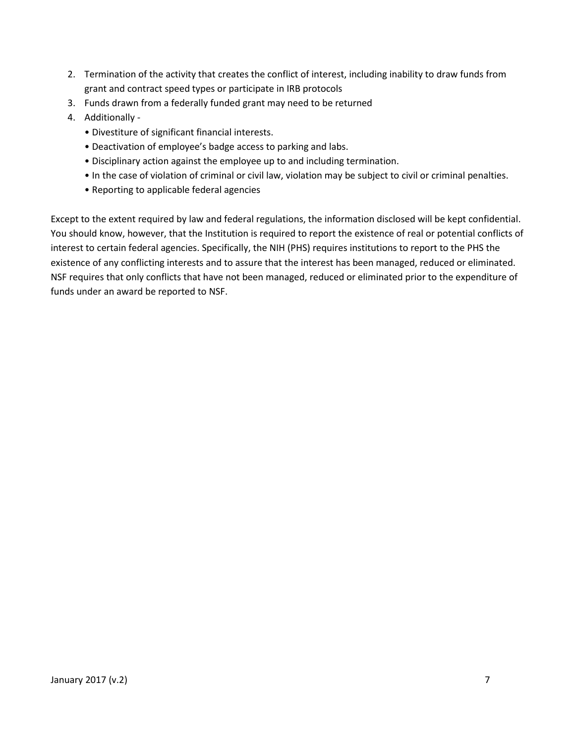2. Termination of the activity that creates the conflict of interest, including inability to draw funds from grant and contract speed types or participate in IRB protocols
3. Funds drawn from a federally funded grant may need to be returned
4. Additionally -
    - Divestiture of significant financial interests.
    - Deactivation of employee's badge access to parking and labs.
    - Disciplinary action against the employee up to and including termination.
    - In the case of violation of criminal or civil law, violation may be subject to civil or criminal penalties.
    - Reporting to applicable federal agencies

Except to the extent required by law and federal regulations, the information disclosed will be kept confidential. You should know, however, that the Institution is required to report the existence of real or potential conflicts of interest to certain federal agencies. Specifically, the NIH (PHS) requires institutions to report to the PHS the existence of any conflicting interests and to assure that the interest has been managed, reduced or eliminated. NSF requires that only conflicts that have not been managed, reduced or eliminated prior to the expenditure of funds under an award be reported to NSF.